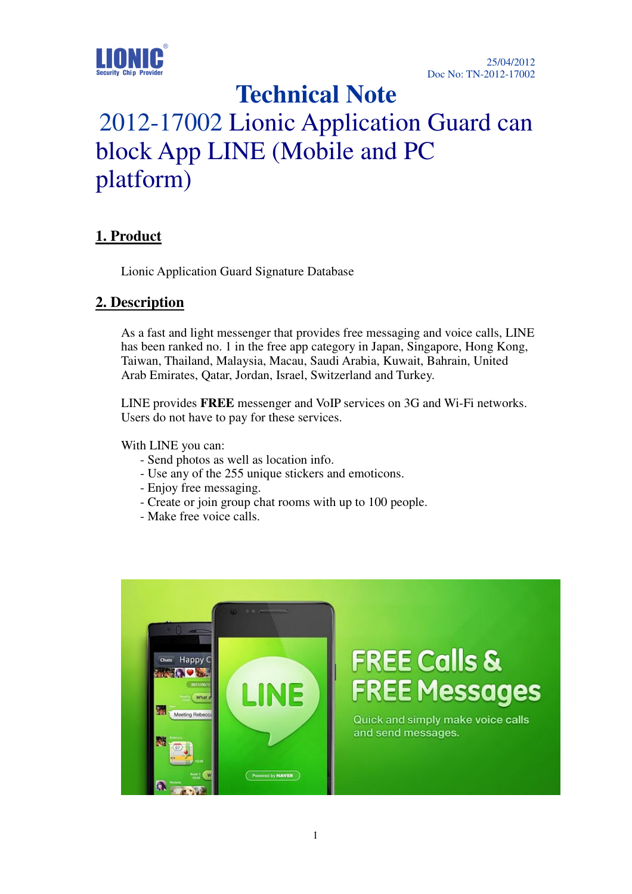LIONIC®
Security Chip Provider

25/04/2012
Doc No: TN-2012-17002

# Technical Note

# 2012-17002 Lionic Application Guard can block App LINE (Mobile and PC platform)

## 1. Product

Lionic Application Guard Signature Database

## 2. Description

As a fast and light messenger that provides free messaging and voice calls, LINE has been ranked no. 1 in the free app category in Japan, Singapore, Hong Kong, Taiwan, Thailand, Malaysia, Macau, Saudi Arabia, Kuwait, Bahrain, United Arab Emirates, Qatar, Jordan, Israel, Switzerland and Turkey.

LINE provides **FREE** messenger and VoIP services on 3G and Wi-Fi networks. Users do not have to pay for these services.

With LINE you can:

- Send photos as well as location info.
- Use any of the 255 unique stickers and emoticons.
- Enjoy free messaging.
- Create or join group chat rooms with up to 100 people.
- Make free voice calls.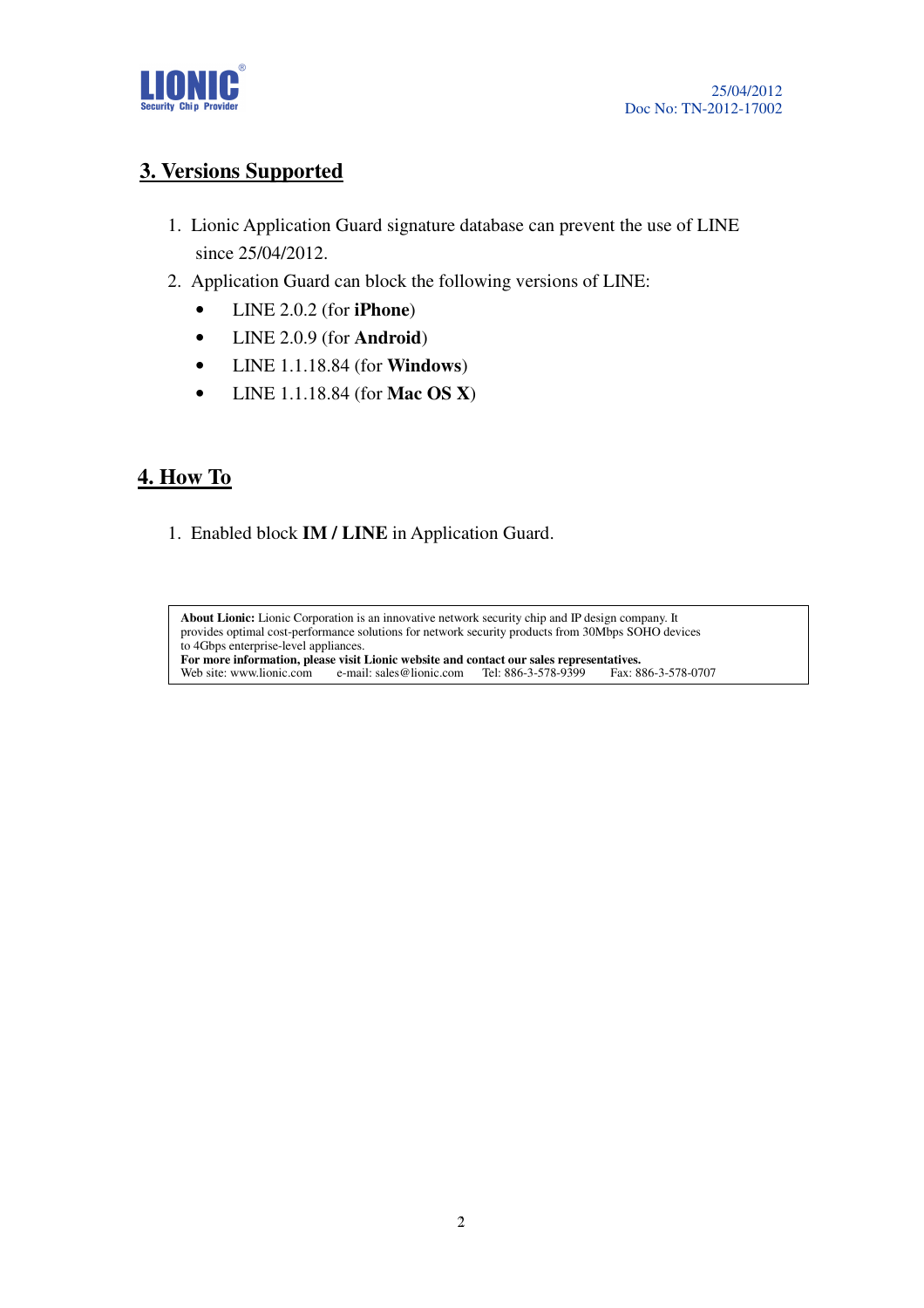## 3. Versions Supported

1. Lionic Application Guard signature database can prevent the use of LINE since 25/04/2012.
2. Application Guard can block the following versions of LINE:
   - LINE 2.0.2 (for **iPhone**)
   - LINE 2.0.9 (for **Android**)
   - LINE 1.1.18.84 (for **Windows**)
   - LINE 1.1.18.84 (for **Mac OS X**)

## 4. How To

1. Enabled block **IM / LINE** in Application Guard.

**About Lionic:** Lionic Corporation is an innovative network security chip and IP design company. It provides optimal cost-performance solutions for network security products from 30Mbps SOHO devices to 4Gbps enterprise-level appliances.
**For more information, please visit Lionic website and contact our sales representatives.**
Web site: www.lionic.com e-mail: sales@lionic.com Tel: 886-3-578-9399 Fax: 886-3-578-0707